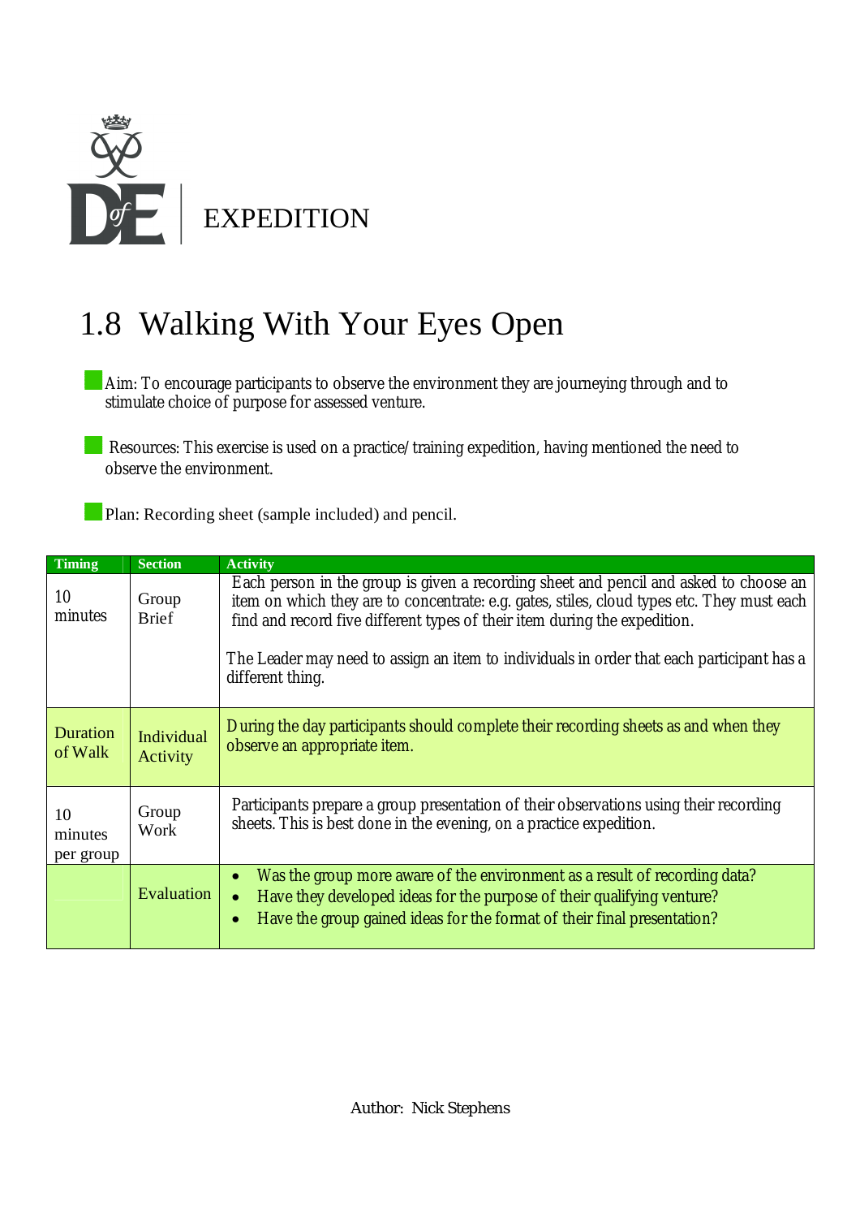EXPEDITION

# 1.8 Walking With Your Eyes Open

Aim: To encourage participants to observe the environment they are journeying through and to stimulate choice of purpose for assessed venture.

Resources: This exercise is used on a practice/training expedition, having mentioned the need to observe the environment.

Plan: Recording sheet (sample included) and pencil.

| Timing | Section | Activity |
|---|---|---|
| 10 minutes | Group Brief | Each person in the group is given a recording sheet and pencil and asked to choose an item on which they are to concentrate: e.g. gates, stiles, cloud types etc. They must each find and record five different types of their item during the expedition.<br><br>The Leader may need to assign an item to individuals in order that each participant has a different thing. |
| Duration of Walk | Individual Activity | During the day participants should complete their recording sheets as and when they observe an appropriate item. |
| 10 minutes per group | Group Work | Participants prepare a group presentation of their observations using their recording sheets. This is best done in the evening, on a practice expedition. |
| | Evaluation | • Was the group more aware of the environment as a result of recording data?<br>• Have they developed ideas for the purpose of their qualifying venture?<br>• Have the group gained ideas for the format of their final presentation? |

Author: Nick Stephens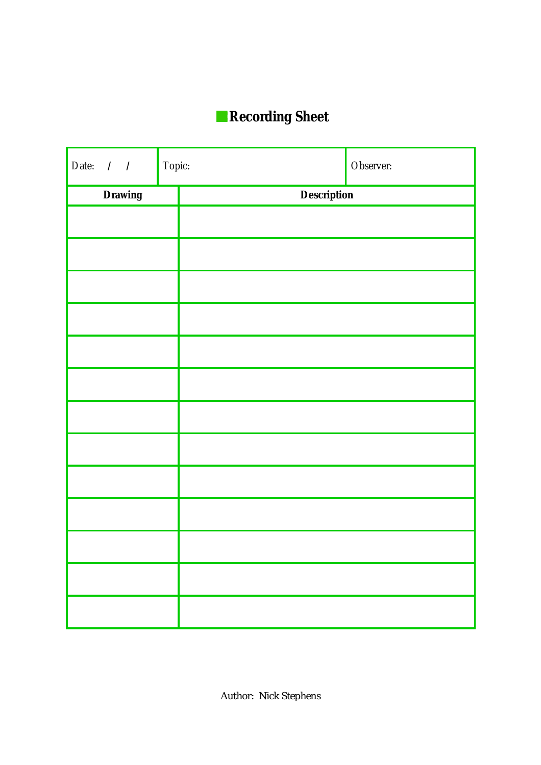# Recording Sheet

| | | |
|---|---|---|
| Date: / / | Topic: | Observer: |

| Drawing | Description |
|---|---|
| | |
| | |
| | |
| | |
| | |
| | |
| | |
| | |
| | |
| | |
| | |
| | |
| | |

Author: Nick Stephens